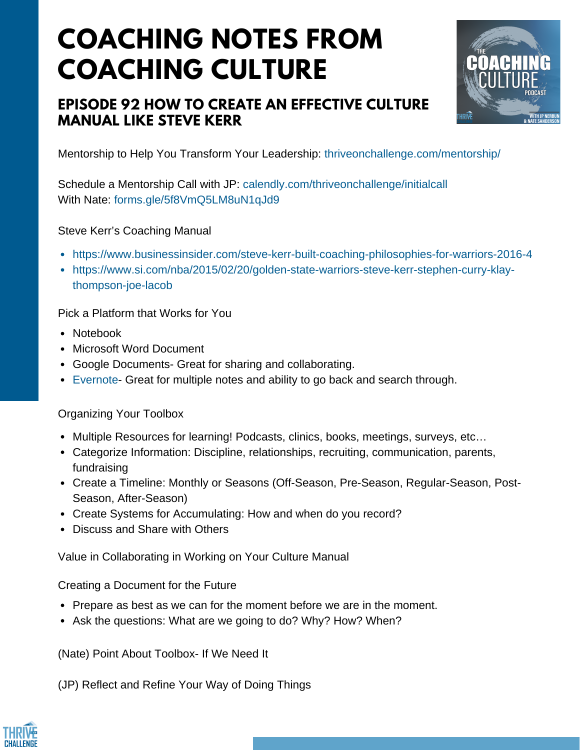# COACHING NOTES FROM COACHING CULTURE

## EPISODE 92 HOW TO CREATE AN EFFECTIVE CULTURE MANUAL LIKE STEVE KERR

Mentorship to Help You Transform Your Leadership: thriveonchallenge.com/mentorship/

Schedule a Mentorship Call with JP: calendly.com/thriveonchallenge/initialcall
With Nate: forms.gle/5f8VmQ5LM8uN1qJd9

Steve Kerr's Coaching Manual

- https://www.businessinsider.com/steve-kerr-built-coaching-philosophies-for-warriors-2016-4
- https://www.si.com/nba/2015/02/20/golden-state-warriors-steve-kerr-stephen-curry-klay-thompson-joe-lacob

Pick a Platform that Works for You

- Notebook
- Microsoft Word Document
- Google Documents- Great for sharing and collaborating.
- Evernote- Great for multiple notes and ability to go back and search through.

Organizing Your Toolbox

- Multiple Resources for learning! Podcasts, clinics, books, meetings, surveys, etc…
- Categorize Information: Discipline, relationships, recruiting, communication, parents, fundraising
- Create a Timeline: Monthly or Seasons (Off-Season, Pre-Season, Regular-Season, Post-Season, After-Season)
- Create Systems for Accumulating: How and when do you record?
- Discuss and Share with Others

Value in Collaborating in Working on Your Culture Manual

Creating a Document for the Future

- Prepare as best as we can for the moment before we are in the moment.
- Ask the questions: What are we going to do? Why? How? When?

(Nate) Point About Toolbox- If We Need It

(JP) Reflect and Refine Your Way of Doing Things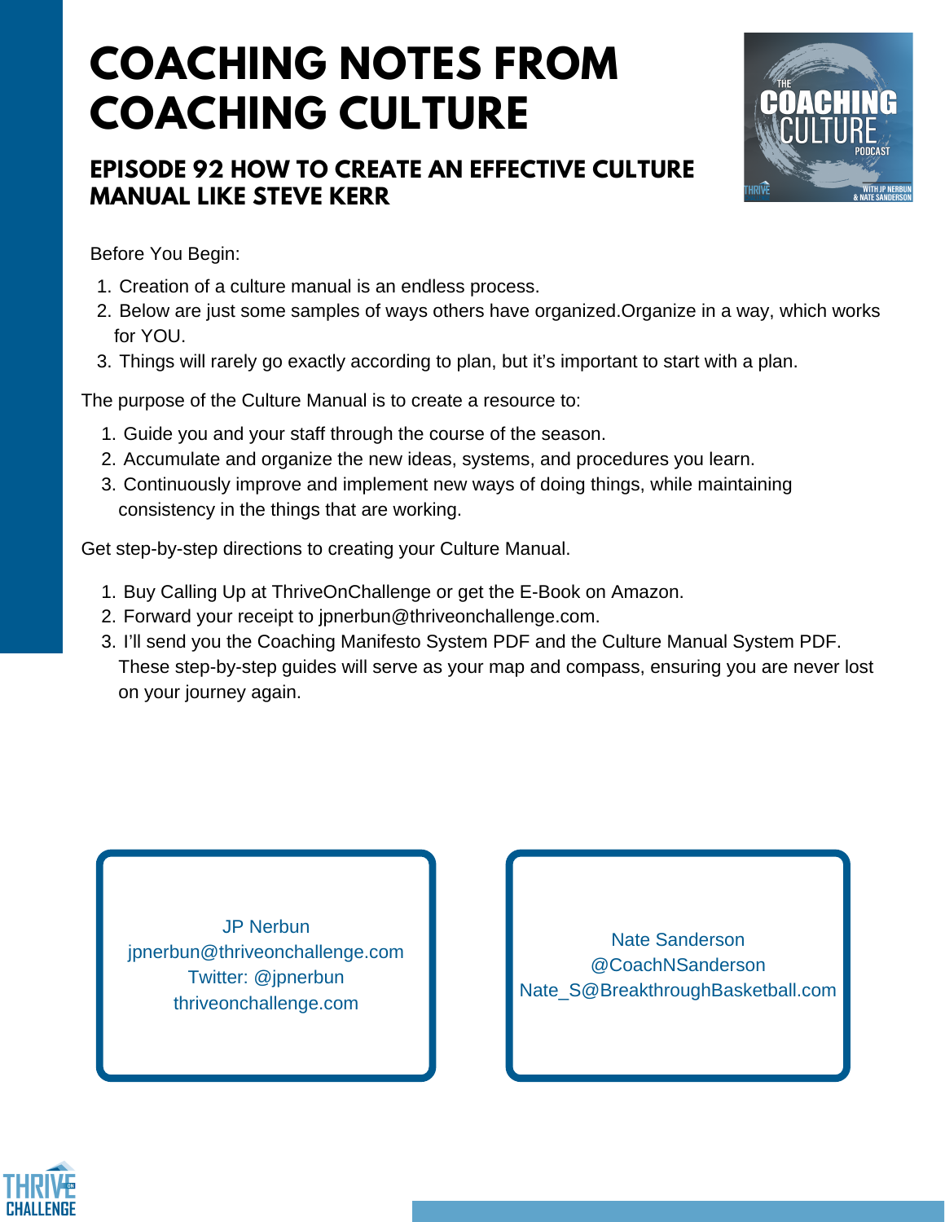# COACHING NOTES FROM COACHING CULTURE

## EPISODE 92 HOW TO CREATE AN EFFECTIVE CULTURE MANUAL LIKE STEVE KERR

Before You Begin:

1. Creation of a culture manual is an endless process.
2. Below are just some samples of ways others have organized.Organize in a way, which works for YOU.
3. Things will rarely go exactly according to plan, but it's important to start with a plan.

The purpose of the Culture Manual is to create a resource to:

1. Guide you and your staff through the course of the season.
2. Accumulate and organize the new ideas, systems, and procedures you learn.
3. Continuously improve and implement new ways of doing things, while maintaining consistency in the things that are working.

Get step-by-step directions to creating your Culture Manual.

1. Buy Calling Up at ThriveOnChallenge or get the E-Book on Amazon.
2. Forward your receipt to jpnerbun@thriveonchallenge.com.
3. I'll send you the Coaching Manifesto System PDF and the Culture Manual System PDF. These step-by-step guides will serve as your map and compass, ensuring you are never lost on your journey again.

JP Nerbun
jpnerbun@thriveonchallenge.com
Twitter: @jpnerbun
thriveonchallenge.com

Nate Sanderson
@CoachNSanderson
Nate_S@BreakthroughBasketball.com